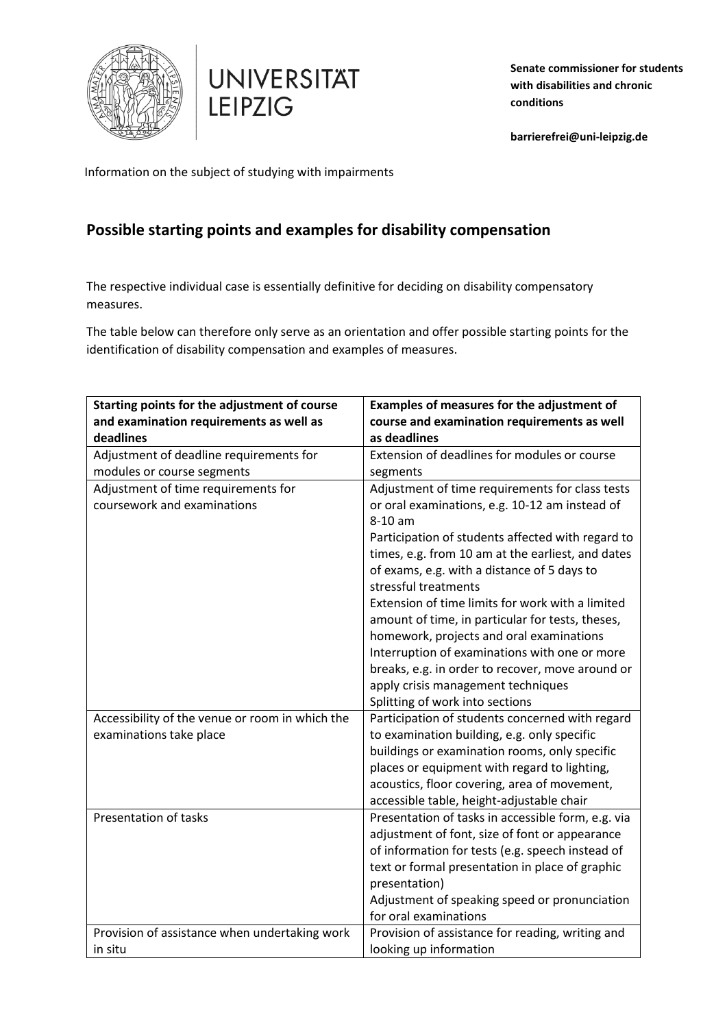**Senate commissioner for students with disabilities and chronic conditions**

**barrierefrei@uni-leipzig.de**

Information on the subject of studying with impairments

## Possible starting points and examples for disability compensation

The respective individual case is essentially definitive for deciding on disability compensatory measures.

The table below can therefore only serve as an orientation and offer possible starting points for the identification of disability compensation and examples of measures.

| Starting points for the adjustment of course and examination requirements as well as deadlines | Examples of measures for the adjustment of course and examination requirements as well as deadlines |
|---|---|
| Adjustment of deadline requirements for modules or course segments | Extension of deadlines for modules or course segments |
| Adjustment of time requirements for coursework and examinations | Adjustment of time requirements for class tests or oral examinations, e.g. 10-12 am instead of 8-10 am<br>Participation of students affected with regard to times, e.g. from 10 am at the earliest, and dates of exams, e.g. with a distance of 5 days to stressful treatments<br>Extension of time limits for work with a limited amount of time, in particular for tests, theses, homework, projects and oral examinations<br>Interruption of examinations with one or more breaks, e.g. in order to recover, move around or apply crisis management techniques<br>Splitting of work into sections |
| Accessibility of the venue or room in which the examinations take place | Participation of students concerned with regard to examination building, e.g. only specific buildings or examination rooms, only specific places or equipment with regard to lighting, acoustics, floor covering, area of movement, accessible table, height-adjustable chair |
| Presentation of tasks | Presentation of tasks in accessible form, e.g. via adjustment of font, size of font or appearance of information for tests (e.g. speech instead of text or formal presentation in place of graphic presentation)<br>Adjustment of speaking speed or pronunciation for oral examinations |
| Provision of assistance when undertaking work in situ | Provision of assistance for reading, writing and looking up information |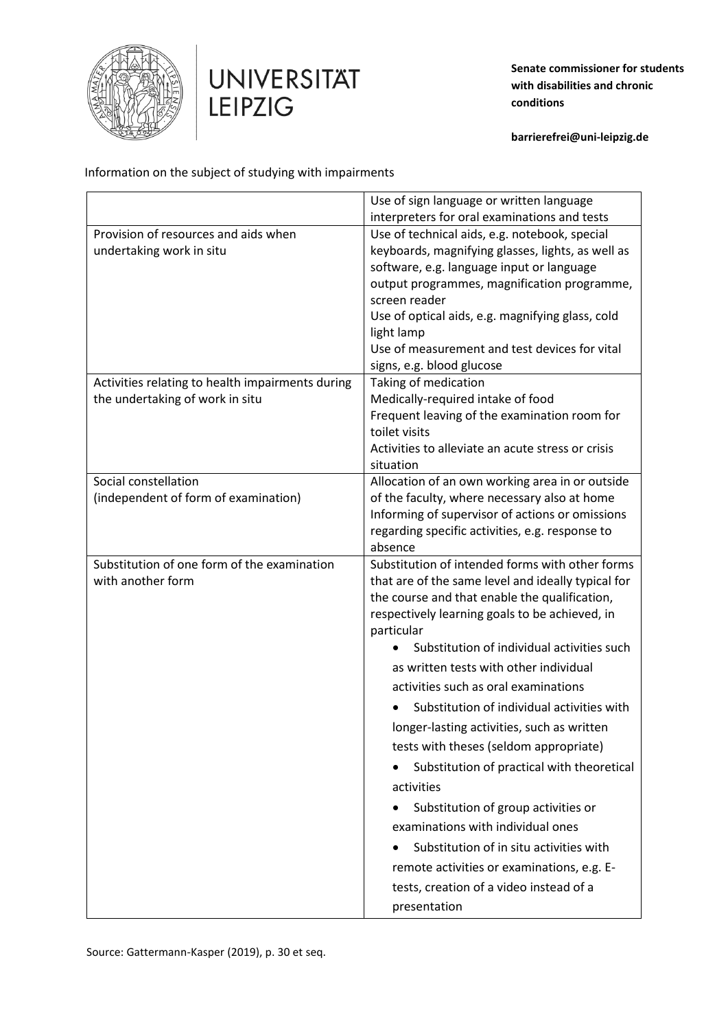Information on the subject of studying with impairments

| | |
|---|---|
| | Use of sign language or written language interpreters for oral examinations and tests |
| Provision of resources and aids when undertaking work in situ | Use of technical aids, e.g. notebook, special keyboards, magnifying glasses, lights, as well as software, e.g. language input or language output programmes, magnification programme, screen reader<br>Use of optical aids, e.g. magnifying glass, cold light lamp<br>Use of measurement and test devices for vital signs, e.g. blood glucose |
| Activities relating to health impairments during the undertaking of work in situ | Taking of medication<br>Medically-required intake of food<br>Frequent leaving of the examination room for toilet visits<br>Activities to alleviate an acute stress or crisis situation |
| Social constellation (independent of form of examination) | Allocation of an own working area in or outside of the faculty, where necessary also at home<br>Informing of supervisor of actions or omissions regarding specific activities, e.g. response to absence |
| Substitution of one form of the examination with another form | Substitution of intended forms with other forms that are of the same level and ideally typical for the course and that enable the qualification, respectively learning goals to be achieved, in particular<br>• Substitution of individual activities such as written tests with other individual activities such as oral examinations<br>• Substitution of individual activities with longer-lasting activities, such as written tests with theses (seldom appropriate)<br>• Substitution of practical with theoretical activities<br>• Substitution of group activities or examinations with individual ones<br>• Substitution of in situ activities with remote activities or examinations, e.g. E-tests, creation of a video instead of a presentation |

Source: Gattermann-Kasper (2019), p. 30 et seq.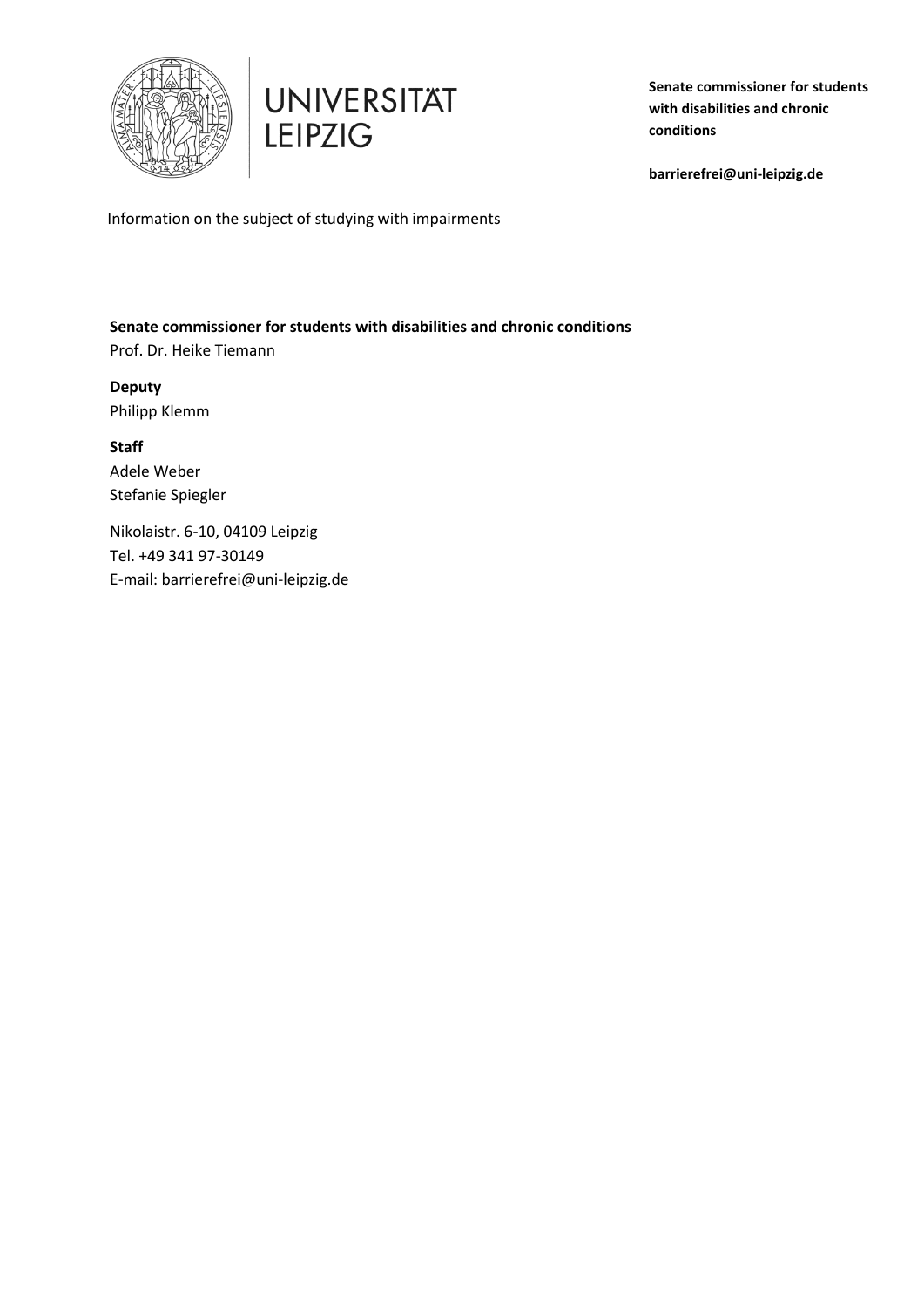Information on the subject of studying with impairments

**Senate commissioner for students with disabilities and chronic conditions**
Prof. Dr. Heike Tiemann

**Deputy**
Philipp Klemm

**Staff**
Adele Weber
Stefanie Spiegler

Nikolaistr. 6-10, 04109 Leipzig
Tel. +49 341 97-30149
E-mail: barrierefrei@uni-leipzig.de